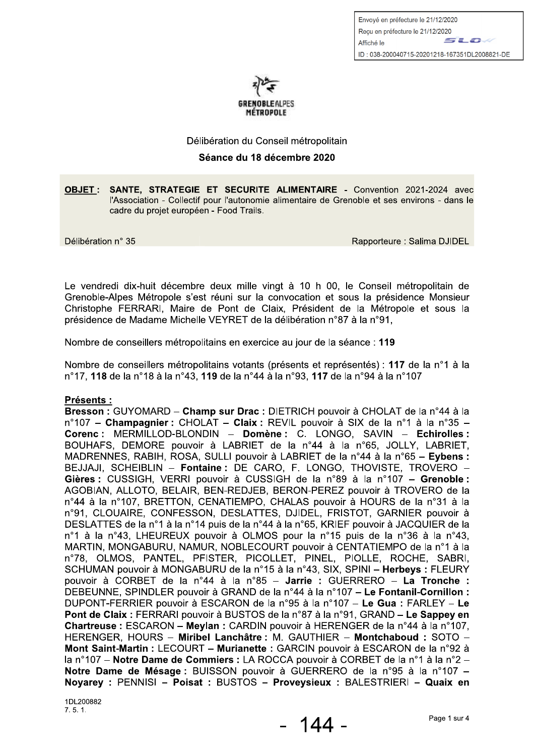Envoyé en préfecture le 21/12/2020
Reçu en préfecture le 21/12/2020
Affiché le
ID : 038-200040715-20201218-167351DL2008821-DE

GRENOBLEALPES MÉTROPOLE

Délibération du Conseil métropolitain

**Séance du 18 décembre 2020**

**OBJET : SANTE, STRATEGIE ET SECURITE ALIMENTAIRE** - Convention 2021-2024 avec l'Association - Collectif pour l'autonomie alimentaire de Grenoble et ses environs - dans le cadre du projet européen - Food Trails.

Délibération n° 35 — Rapporteure : Salima DJIDEL

Le vendredi dix-huit décembre deux mille vingt à 10 h 00, le Conseil métropolitain de Grenoble-Alpes Métropole s'est réuni sur la convocation et sous la présidence Monsieur Christophe FERRARI, Maire de Pont de Claix, Président de la Métropole et sous la présidence de Madame Michelle VEYRET de la délibération n°87 à la n°91,

Nombre de conseillers métropolitains en exercice au jour de la séance : **119**

Nombre de conseillers métropolitains votants (présents et représentés) : **117** de la n°1 à la n°17, **118** de la n°18 à la n°43, **119** de la n°44 à la n°93, **117** de la n°94 à la n°107

**Présents :**

**Bresson :** GUYOMARD – **Champ sur Drac :** DIETRICH pouvoir à CHOLAT de la n°44 à la n°107 – **Champagnier :** CHOLAT – **Claix :** REVIL pouvoir à SIX de la n°1 à la n°35 – **Corenc :** MERMILLOD-BLONDIN – **Domène :** C. LONGO, SAVIN – **Echirolles :** BOUHAFS, DEMORE pouvoir à LABRIET de la n°44 à la n°65, JOLLY, LABRIET, MADRENNES, RABIH, ROSA, SULLI pouvoir à LABRIET de la n°44 à la n°65 – **Eybens :** BEJJAJI, SCHEIBLIN – **Fontaine :** DE CARO, F. LONGO, THOVISTE, TROVERO – **Gières :** CUSSIGH, VERRI pouvoir à CUSSIGH de la n°89 à la n°107 – **Grenoble :** AGOBIAN, ALLOTO, BELAIR, BEN-REDJEB, BERON-PEREZ pouvoir à TROVERO de la n°44 à la n°107, BRETTON, CENATIEMPO, CHALAS pouvoir à HOURS de la n°31 à la n°91, CLOUAIRE, CONFESSON, DESLATTES, DJIDEL, FRISTOT, GARNIER pouvoir à DESLATTES de la n°1 à la n°14 puis de la n°44 à la n°65, KRIEF pouvoir à JACQUIER de la n°1 à la n°43, LHEUREUX pouvoir à OLMOS pour la n°15 puis de la n°36 à la n°43, MARTIN, MONGABURU, NAMUR, NOBLECOURT pouvoir à CENTATIEMPO de la n°1 à la n°78, OLMOS, PANTEL, PFISTER, PICOLLET, PINEL, PIOLLE, ROCHE, SABRI, SCHUMAN pouvoir à MONGABURU de la n°15 à la n°43, SIX, SPINI – **Herbeys :** FLEURY pouvoir à CORBET de la n°44 à la n°85 – **Jarrie :** GUERRERO – **La Tronche :** DEBEUNNE, SPINDLER pouvoir à GRAND de la n°44 à la n°107 – **Le Fontanil-Cornillon :** DUPONT-FERRIER pouvoir à ESCARON de la n°95 à la n°107 – **Le Gua :** FARLEY – **Le Pont de Claix :** FERRARI pouvoir à BUSTOS de la n°87 à la n°91, GRAND – **Le Sappey en Chartreuse :** ESCARON – **Meylan :** CARDIN pouvoir à HERENGER de la n°44 à la n°107, HERENGER, HOURS – **Miribel Lanchâtre :** M. GAUTHIER – **Montchaboud :** SOTO – **Mont Saint-Martin :** LECOURT – **Murianette :** GARCIN pouvoir à ESCARON de la n°92 à la n°107 – **Notre Dame de Commiers :** LA ROCCA pouvoir à CORBET de la n°1 à la n°2 – **Notre Dame de Mésage :** BUISSON pouvoir à GUERRERO de la n°95 à la n°107 – **Noyarey :** PENNISI – **Poisat :** BUSTOS – **Proveysieux :** BALESTRIERI – **Quaix en**

1DL200882
7. 5. 1.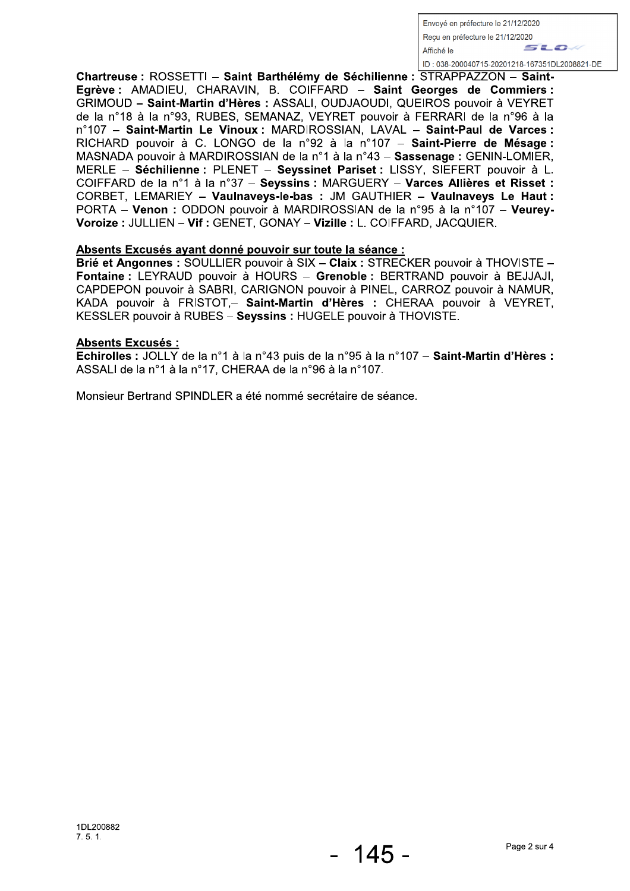**Chartreuse :** ROSSETTI – **Saint Barthélémy de Séchilienne :** STRAPPAZZON – **Saint-Egrève :** AMADIEU, CHARAVIN, B. COIFFARD – **Saint Georges de Commiers :** GRIMOUD – **Saint-Martin d'Hères :** ASSALI, OUDJAOUDI, QUEIROS pouvoir à VEYRET de la n°18 à la n°93, RUBES, SEMANAZ, VEYRET pouvoir à FERRARI de la n°96 à la n°107 – **Saint-Martin Le Vinoux :** MARDIROSSIAN, LAVAL – **Saint-Paul de Varces :** RICHARD pouvoir à C. LONGO de la n°92 à la n°107 – **Saint-Pierre de Mésage :** MASNADA pouvoir à MARDIROSSIAN de la n°1 à la n°43 – **Sassenage :** GENIN-LOMIER, MERLE – **Séchilienne :** PLENET – **Seyssinet Pariset :** LISSY, SIEFERT pouvoir à L. COIFFARD de la n°1 à la n°37 – **Seyssins :** MARGUERY – **Varces Allières et Risset :** CORBET, LEMARIEY – **Vaulnaveys-le-bas :** JM GAUTHIER – **Vaulnaveys Le Haut :** PORTA – **Venon :** ODDON pouvoir à MARDIROSSIAN de la n°95 à la n°107 – **Veurey-Voroize :** JULLIEN – **Vif :** GENET, GONAY – **Vizille :** L. COIFFARD, JACQUIER.

**Absents Excusés ayant donné pouvoir sur toute la séance :**
**Brié et Angonnes :** SOULLIER pouvoir à SIX – **Claix :** STRECKER pouvoir à THOVISTE – **Fontaine :** LEYRAUD pouvoir à HOURS – **Grenoble :** BERTRAND pouvoir à BEJJAJI, CAPDEPON pouvoir à SABRI, CARIGNON pouvoir à PINEL, CARROZ pouvoir à NAMUR, KADA pouvoir à FRISTOT,– **Saint-Martin d'Hères :** CHERAA pouvoir à VEYRET, KESSLER pouvoir à RUBES – **Seyssins :** HUGELE pouvoir à THOVISTE.

**Absents Excusés :**
**Echirolles :** JOLLY de la n°1 à la n°43 puis de la n°95 à la n°107 – **Saint-Martin d'Hères :** ASSALI de la n°1 à la n°17, CHERAA de la n°96 à la n°107.

Monsieur Bertrand SPINDLER a été nommé secrétaire de séance.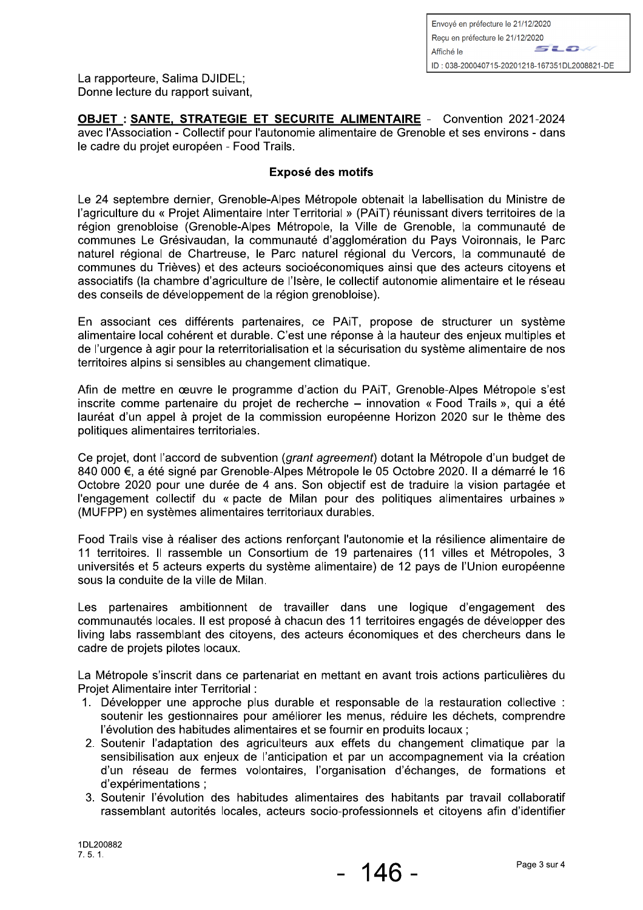La rapporteure, Salima DJIDEL;
Donne lecture du rapport suivant,

**<u>OBJET : SANTE, STRATEGIE ET SECURITE ALIMENTAIRE</u>** - Convention 2021-2024 avec l'Association - Collectif pour l'autonomie alimentaire de Grenoble et ses environs - dans le cadre du projet européen - Food Trails.

**Exposé des motifs**

Le 24 septembre dernier, Grenoble-Alpes Métropole obtenait la labellisation du Ministre de l'agriculture du « Projet Alimentaire Inter Territorial » (PAiT) réunissant divers territoires de la région grenobloise (Grenoble-Alpes Métropole, la Ville de Grenoble, la communauté de communes Le Grésivaudan, la communauté d'agglomération du Pays Voironnais, le Parc naturel régional de Chartreuse, le Parc naturel régional du Vercors, la communauté de communes du Trièves) et des acteurs socioéconomiques ainsi que des acteurs citoyens et associatifs (la chambre d'agriculture de l'Isère, le collectif autonomie alimentaire et le réseau des conseils de développement de la région grenobloise).

En associant ces différents partenaires, ce PAiT, propose de structurer un système alimentaire local cohérent et durable. C'est une réponse à la hauteur des enjeux multiples et de l'urgence à agir pour la reterritorialisation et la sécurisation du système alimentaire de nos territoires alpins si sensibles au changement climatique.

Afin de mettre en œuvre le programme d'action du PAiT, Grenoble-Alpes Métropole s'est inscrite comme partenaire du projet de recherche – innovation « Food Trails », qui a été lauréat d'un appel à projet de la commission européenne Horizon 2020 sur le thème des politiques alimentaires territoriales.

Ce projet, dont l'accord de subvention (*grant agreement*) dotant la Métropole d'un budget de 840 000 €, a été signé par Grenoble-Alpes Métropole le 05 Octobre 2020. Il a démarré le 16 Octobre 2020 pour une durée de 4 ans. Son objectif est de traduire la vision partagée et l'engagement collectif du « pacte de Milan pour des politiques alimentaires urbaines » (MUFPP) en systèmes alimentaires territoriaux durables.

Food Trails vise à réaliser des actions renforçant l'autonomie et la résilience alimentaire de 11 territoires. Il rassemble un Consortium de 19 partenaires (11 villes et Métropoles, 3 universités et 5 acteurs experts du système alimentaire) de 12 pays de l'Union européenne sous la conduite de la ville de Milan.

Les partenaires ambitionnent de travailler dans une logique d'engagement des communautés locales. Il est proposé à chacun des 11 territoires engagés de développer des living labs rassemblant des citoyens, des acteurs économiques et des chercheurs dans le cadre de projets pilotes locaux.

La Métropole s'inscrit dans ce partenariat en mettant en avant trois actions particulières du Projet Alimentaire inter Territorial :

1. Développer une approche plus durable et responsable de la restauration collective : soutenir les gestionnaires pour améliorer les menus, réduire les déchets, comprendre l'évolution des habitudes alimentaires et se fournir en produits locaux ;
2. Soutenir l'adaptation des agriculteurs aux effets du changement climatique par la sensibilisation aux enjeux de l'anticipation et par un accompagnement via la création d'un réseau de fermes volontaires, l'organisation d'échanges, de formations et d'expérimentations ;
3. Soutenir l'évolution des habitudes alimentaires des habitants par travail collaboratif rassemblant autorités locales, acteurs socio-professionnels et citoyens afin d'identifier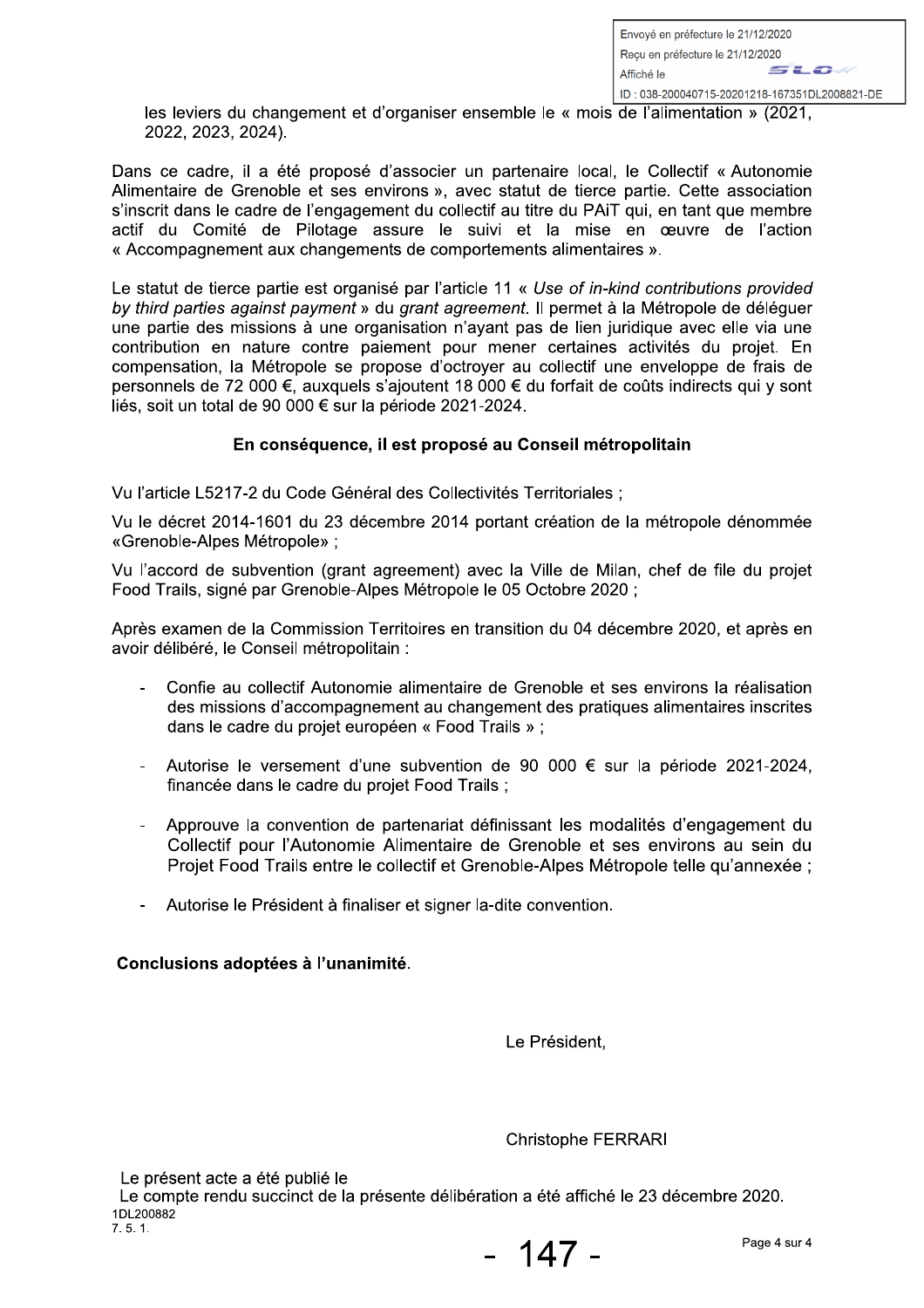les leviers du changement et d'organiser ensemble le « mois de l'alimentation » (2021, 2022, 2023, 2024).

Dans ce cadre, il a été proposé d'associer un partenaire local, le Collectif « Autonomie Alimentaire de Grenoble et ses environs », avec statut de tierce partie. Cette association s'inscrit dans le cadre de l'engagement du collectif au titre du PAiT qui, en tant que membre actif du Comité de Pilotage assure le suivi et la mise en œuvre de l'action « Accompagnement aux changements de comportements alimentaires ».

Le statut de tierce partie est organisé par l'article 11 « *Use of in-kind contributions provided by third parties against payment* » du *grant agreement*. Il permet à la Métropole de déléguer une partie des missions à une organisation n'ayant pas de lien juridique avec elle via une contribution en nature contre paiement pour mener certaines activités du projet. En compensation, la Métropole se propose d'octroyer au collectif une enveloppe de frais de personnels de 72 000 €, auxquels s'ajoutent 18 000 € du forfait de coûts indirects qui y sont liés, soit un total de 90 000 € sur la période 2021-2024.

**En conséquence, il est proposé au Conseil métropolitain**

Vu l'article L5217-2 du Code Général des Collectivités Territoriales ;

Vu le décret 2014-1601 du 23 décembre 2014 portant création de la métropole dénommée «Grenoble-Alpes Métropole» ;

Vu l'accord de subvention (grant agreement) avec la Ville de Milan, chef de file du projet Food Trails, signé par Grenoble-Alpes Métropole le 05 Octobre 2020 ;

Après examen de la Commission Territoires en transition du 04 décembre 2020, et après en avoir délibéré, le Conseil métropolitain :

- Confie au collectif Autonomie alimentaire de Grenoble et ses environs la réalisation des missions d'accompagnement au changement des pratiques alimentaires inscrites dans le cadre du projet européen « Food Trails » ;
- Autorise le versement d'une subvention de 90 000 € sur la période 2021-2024, financée dans le cadre du projet Food Trails ;
- Approuve la convention de partenariat définissant les modalités d'engagement du Collectif pour l'Autonomie Alimentaire de Grenoble et ses environs au sein du Projet Food Trails entre le collectif et Grenoble-Alpes Métropole telle qu'annexée ;
- Autorise le Président à finaliser et signer la-dite convention.

**Conclusions adoptées à l'unanimité.**

Le Président,

Christophe FERRARI

Le présent acte a été publié le
Le compte rendu succinct de la présente délibération a été affiché le 23 décembre 2020.
1DL200882
7. 5. 1.